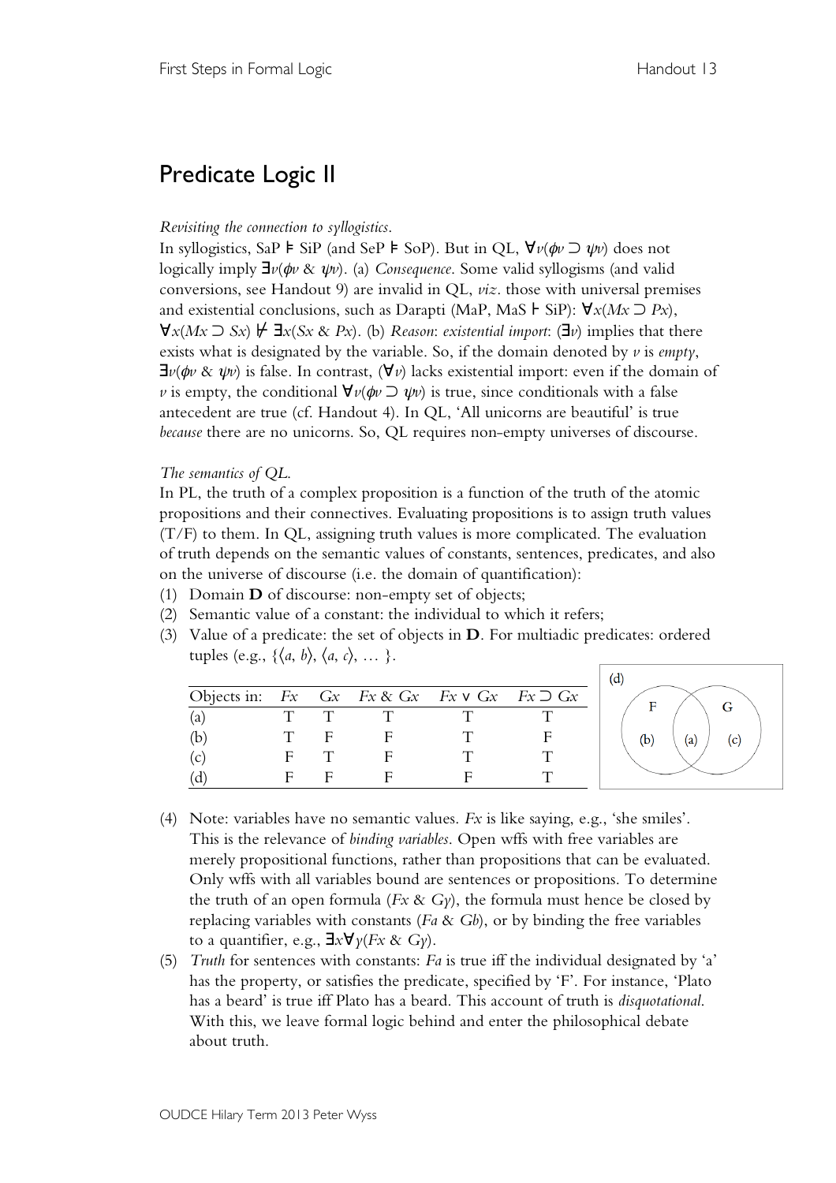# Predicate Logic II

*Revisiting the connection to syllogistics.*

In syllogistics, SaP ⊨ SiP (and SeP ⊨ SoP). But in QL, $\forall v(\phi v \supset \psi v)$ does not logically imply $\exists v(\phi v \,\&\, \psi v)$. (a) *Consequence*. Some valid syllogisms (and valid conversions, see Handout 9) are invalid in QL, *viz*. those with universal premises and existential conclusions, such as Darapti (MaP, MaS ⊢ SiP): $\forall x(Mx \supset Px)$, $\forall x(Mx \supset Sx) \nvdash \exists x(Sx \,\&\, Px)$. (b) *Reason*: *existential import*: ($\exists v$) implies that there exists what is designated by the variable. So, if the domain denoted by $v$ is *empty*, $\exists v(\phi v \,\&\, \psi v)$ is false. In contrast, ($\forall v$) lacks existential import: even if the domain of $v$ is empty, the conditional $\forall v(\phi v \supset \psi v)$ is true, since conditionals with a false antecedent are true (cf. Handout 4). In QL, 'All unicorns are beautiful' is true *because* there are no unicorns. So, QL requires non-empty universes of discourse.

*The semantics of QL.*

In PL, the truth of a complex proposition is a function of the truth of the atomic propositions and their connectives. Evaluating propositions is to assign truth values (T/F) to them. In QL, assigning truth values is more complicated. The evaluation of truth depends on the semantic values of constants, sentences, predicates, and also on the universe of discourse (i.e. the domain of quantification):

1. Domain **D** of discourse: non-empty set of objects;
2. Semantic value of a constant: the individual to which it refers;
3. Value of a predicate: the set of objects in **D**. For multiadic predicates: ordered tuples (e.g., $\{\langle a, b\rangle, \langle a, c\rangle, \ldots \}$.

| Objects in: | $Fx$ | $Gx$ | $Fx \,\&\, Gx$ | $Fx \vee Gx$ | $Fx \supset Gx$ |
|---|---|---|---|---|---|
| (a) | T | T | T | T | T |
| (b) | T | F | F | T | F |
| (c) | F | T | F | T | T |
| (d) | F | F | F | F | T |

(d) F G (b) (a) (c)

4. Note: variables have no semantic values. $Fx$ is like saying, e.g., 'she smiles'. This is the relevance of *binding variables*. Open wffs with free variables are merely propositional functions, rather than propositions that can be evaluated. Only wffs with all variables bound are sentences or propositions. To determine the truth of an open formula ($Fx \,\&\, Gy$), the formula must hence be closed by replacing variables with constants ($Fa \,\&\, Gb$), or by binding the free variables to a quantifier, e.g., $\exists x \forall y(Fx \,\&\, Gy)$.
5. *Truth* for sentences with constants: $Fa$ is true iff the individual designated by 'a' has the property, or satisfies the predicate, specified by 'F'. For instance, 'Plato has a beard' is true iff Plato has a beard. This account of truth is *disquotational*. With this, we leave formal logic behind and enter the philosophical debate about truth.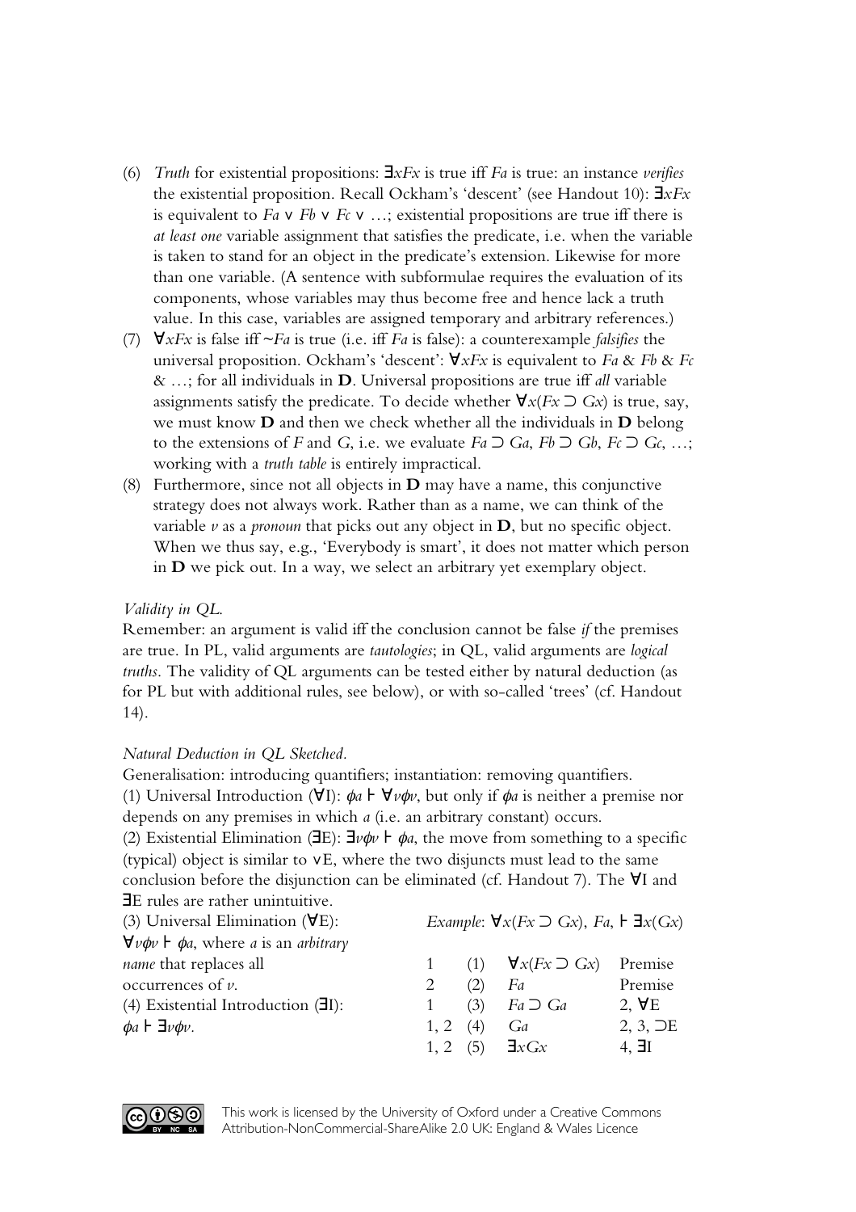(6) *Truth* for existential propositions: $\exists xFx$ is true iff $Fa$ is true: an instance *verifies* the existential proposition. Recall Ockham's 'descent' (see Handout 10): $\exists xFx$ is equivalent to $Fa \vee Fb \vee Fc \vee \ldots$; existential propositions are true iff there is *at least one* variable assignment that satisfies the predicate, i.e. when the variable is taken to stand for an object in the predicate's extension. Likewise for more than one variable. (A sentence with subformulae requires the evaluation of its components, whose variables may thus become free and hence lack a truth value. In this case, variables are assigned temporary and arbitrary references.)

(7) $\forall xFx$ is false iff $\sim Fa$ is true (i.e. iff $Fa$ is false): a counterexample *falsifies* the universal proposition. Ockham's 'descent': $\forall xFx$ is equivalent to $Fa$ & $Fb$ & $Fc$ & …; for all individuals in **D**. Universal propositions are true iff *all* variable assignments satisfy the predicate. To decide whether $\forall x(Fx \supset Gx)$ is true, say, we must know **D** and then we check whether all the individuals in **D** belong to the extensions of $F$ and $G$, i.e. we evaluate $Fa \supset Ga$, $Fb \supset Gb$, $Fc \supset Gc$, …; working with a *truth table* is entirely impractical.

(8) Furthermore, since not all objects in **D** may have a name, this conjunctive strategy does not always work. Rather than as a name, we can think of the variable $v$ as a *pronoun* that picks out any object in **D**, but no specific object. When we thus say, e.g., 'Everybody is smart', it does not matter which person in **D** we pick out. In a way, we select an arbitrary yet exemplary object.

*Validity in QL.*

Remember: an argument is valid iff the conclusion cannot be false *if* the premises are true. In PL, valid arguments are *tautologies*; in QL, valid arguments are *logical truths*. The validity of QL arguments can be tested either by natural deduction (as for PL but with additional rules, see below), or with so-called 'trees' (cf. Handout 14).

*Natural Deduction in QL Sketched.*

Generalisation: introducing quantifiers; instantiation: removing quantifiers.

(1) Universal Introduction ($\forall$I): $\phi a \vdash \forall v \phi v$, but only if $\phi a$ is neither a premise nor depends on any premises in which $a$ (i.e. an arbitrary constant) occurs.

(2) Existential Elimination ($\exists$E): $\exists v \phi v \vdash \phi a$, the move from something to a specific (typical) object is similar to $\vee$E, where the two disjuncts must lead to the same conclusion before the disjunction can be eliminated (cf. Handout 7). The $\forall$I and $\exists$E rules are rather unintuitive.

(3) Universal Elimination ($\forall$E): $\forall v \phi v \vdash \phi a$, where $a$ is an *arbitrary name* that replaces all occurrences of $v$.

(4) Existential Introduction ($\exists$I): $\phi a \vdash \exists v \phi v$.

*Example*: $\forall x(Fx \supset Gx)$, $Fa$, $\vdash \exists x(Gx)$

| | | | |
|---|---|---|---|
| 1 | (1) | $\forall x(Fx \supset Gx)$ | Premise |
| 2 | (2) | $Fa$ | Premise |
| 1 | (3) | $Fa \supset Ga$ | 2, $\forall$E |
| 1, 2 | (4) | $Ga$ | 2, 3, $\supset$E |
| 1, 2 | (5) | $\exists xGx$ | 4, $\exists$I |

This work is licensed by the University of Oxford under a Creative Commons Attribution-NonCommercial-ShareAlike 2.0 UK: England & Wales Licence